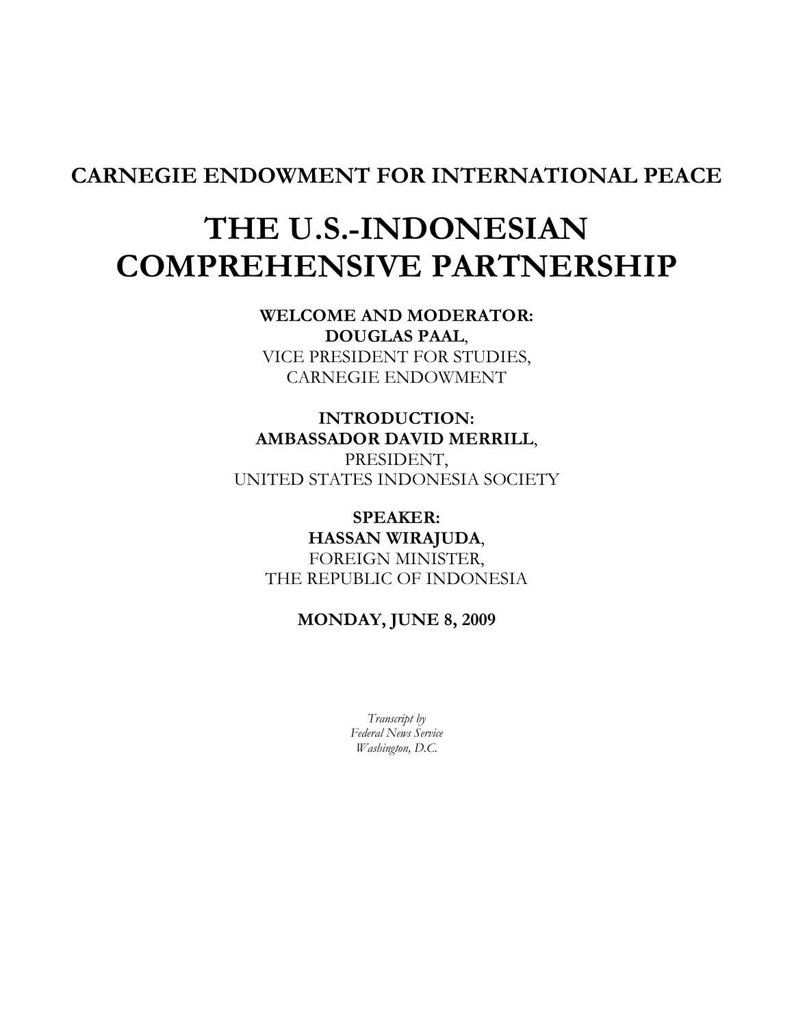**CARNEGIE ENDOWMENT FOR INTERNATIONAL PEACE**

# THE U.S.-INDONESIAN COMPREHENSIVE PARTNERSHIP

**WELCOME AND MODERATOR:**
**DOUGLAS PAAL**,
VICE PRESIDENT FOR STUDIES,
CARNEGIE ENDOWMENT

**INTRODUCTION:**
**AMBASSADOR DAVID MERRILL**,
PRESIDENT,
UNITED STATES INDONESIA SOCIETY

**SPEAKER:**
**HASSAN WIRAJUDA**,
FOREIGN MINISTER,
THE REPUBLIC OF INDONESIA

**MONDAY, JUNE 8, 2009**

*Transcript by*
*Federal News Service*
*Washington, D.C.*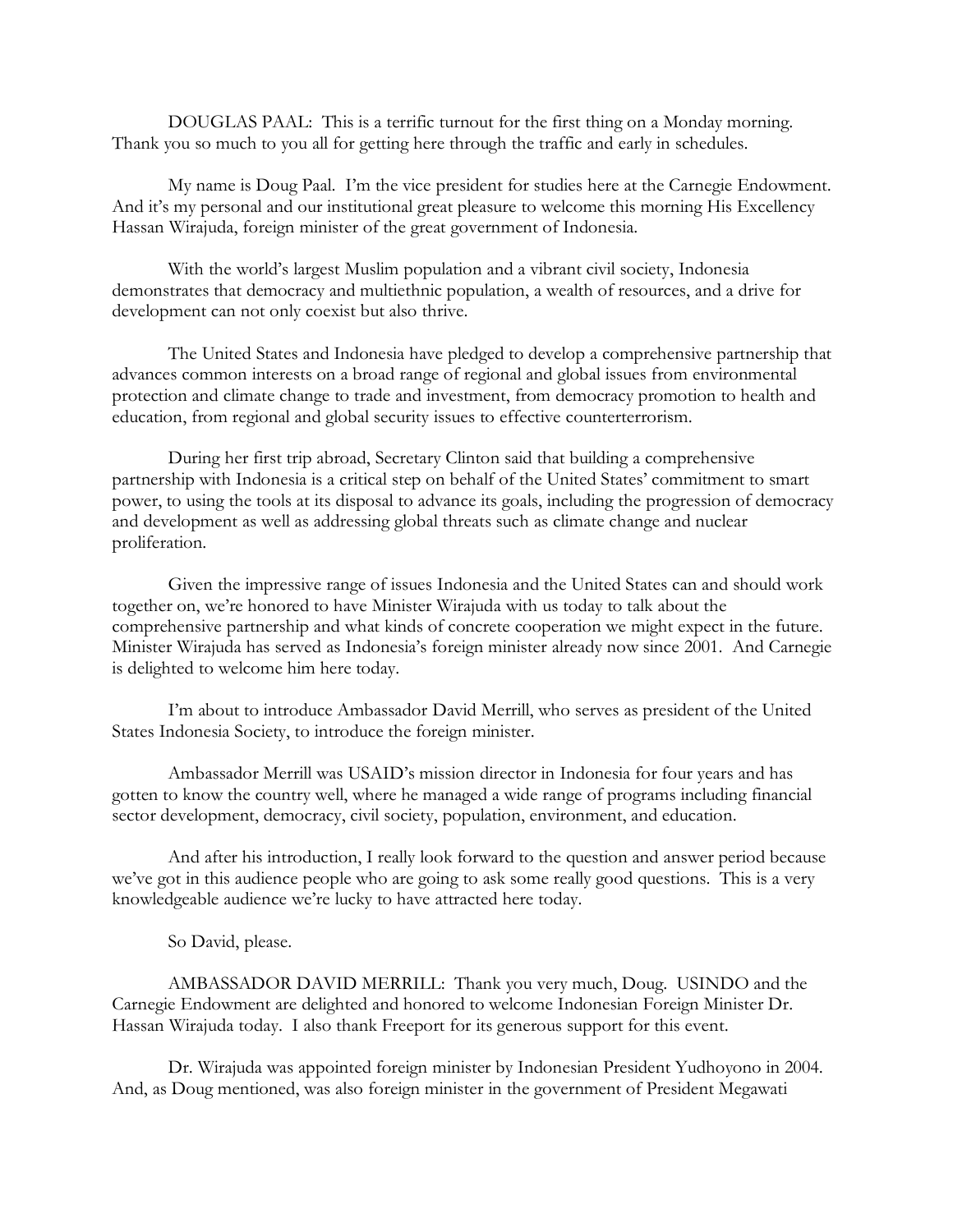DOUGLAS PAAL: This is a terrific turnout for the first thing on a Monday morning. Thank you so much to you all for getting here through the traffic and early in schedules.

My name is Doug Paal. I'm the vice president for studies here at the Carnegie Endowment. And it's my personal and our institutional great pleasure to welcome this morning His Excellency Hassan Wirajuda, foreign minister of the great government of Indonesia.

With the world's largest Muslim population and a vibrant civil society, Indonesia demonstrates that democracy and multiethnic population, a wealth of resources, and a drive for development can not only coexist but also thrive.

The United States and Indonesia have pledged to develop a comprehensive partnership that advances common interests on a broad range of regional and global issues from environmental protection and climate change to trade and investment, from democracy promotion to health and education, from regional and global security issues to effective counterterrorism.

During her first trip abroad, Secretary Clinton said that building a comprehensive partnership with Indonesia is a critical step on behalf of the United States' commitment to smart power, to using the tools at its disposal to advance its goals, including the progression of democracy and development as well as addressing global threats such as climate change and nuclear proliferation.

Given the impressive range of issues Indonesia and the United States can and should work together on, we're honored to have Minister Wirajuda with us today to talk about the comprehensive partnership and what kinds of concrete cooperation we might expect in the future. Minister Wirajuda has served as Indonesia's foreign minister already now since 2001. And Carnegie is delighted to welcome him here today.

I'm about to introduce Ambassador David Merrill, who serves as president of the United States Indonesia Society, to introduce the foreign minister.

Ambassador Merrill was USAID's mission director in Indonesia for four years and has gotten to know the country well, where he managed a wide range of programs including financial sector development, democracy, civil society, population, environment, and education.

And after his introduction, I really look forward to the question and answer period because we've got in this audience people who are going to ask some really good questions. This is a very knowledgeable audience we're lucky to have attracted here today.

So David, please.

AMBASSADOR DAVID MERRILL: Thank you very much, Doug. USINDO and the Carnegie Endowment are delighted and honored to welcome Indonesian Foreign Minister Dr. Hassan Wirajuda today. I also thank Freeport for its generous support for this event.

Dr. Wirajuda was appointed foreign minister by Indonesian President Yudhoyono in 2004. And, as Doug mentioned, was also foreign minister in the government of President Megawati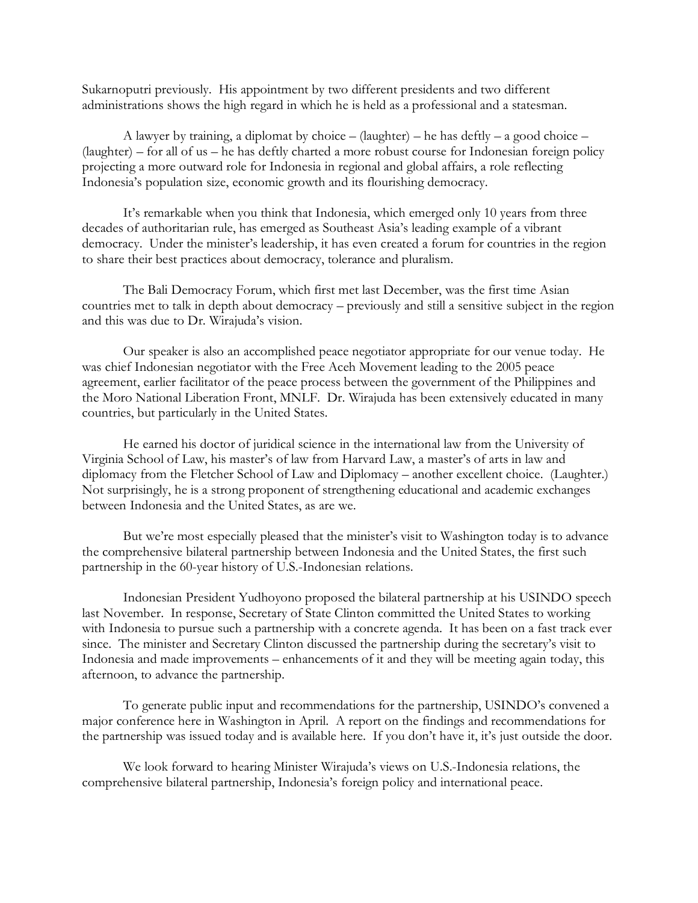Sukarnoputri previously. His appointment by two different presidents and two different administrations shows the high regard in which he is held as a professional and a statesman.

A lawyer by training, a diplomat by choice – (laughter) – he has deftly – a good choice – (laughter) – for all of us – he has deftly charted a more robust course for Indonesian foreign policy projecting a more outward role for Indonesia in regional and global affairs, a role reflecting Indonesia's population size, economic growth and its flourishing democracy.

It's remarkable when you think that Indonesia, which emerged only 10 years from three decades of authoritarian rule, has emerged as Southeast Asia's leading example of a vibrant democracy. Under the minister's leadership, it has even created a forum for countries in the region to share their best practices about democracy, tolerance and pluralism.

The Bali Democracy Forum, which first met last December, was the first time Asian countries met to talk in depth about democracy – previously and still a sensitive subject in the region and this was due to Dr. Wirajuda's vision.

Our speaker is also an accomplished peace negotiator appropriate for our venue today. He was chief Indonesian negotiator with the Free Aceh Movement leading to the 2005 peace agreement, earlier facilitator of the peace process between the government of the Philippines and the Moro National Liberation Front, MNLF. Dr. Wirajuda has been extensively educated in many countries, but particularly in the United States.

He earned his doctor of juridical science in the international law from the University of Virginia School of Law, his master's of law from Harvard Law, a master's of arts in law and diplomacy from the Fletcher School of Law and Diplomacy – another excellent choice. (Laughter.) Not surprisingly, he is a strong proponent of strengthening educational and academic exchanges between Indonesia and the United States, as are we.

But we're most especially pleased that the minister's visit to Washington today is to advance the comprehensive bilateral partnership between Indonesia and the United States, the first such partnership in the 60-year history of U.S.-Indonesian relations.

Indonesian President Yudhoyono proposed the bilateral partnership at his USINDO speech last November. In response, Secretary of State Clinton committed the United States to working with Indonesia to pursue such a partnership with a concrete agenda. It has been on a fast track ever since. The minister and Secretary Clinton discussed the partnership during the secretary's visit to Indonesia and made improvements – enhancements of it and they will be meeting again today, this afternoon, to advance the partnership.

To generate public input and recommendations for the partnership, USINDO's convened a major conference here in Washington in April. A report on the findings and recommendations for the partnership was issued today and is available here. If you don't have it, it's just outside the door.

We look forward to hearing Minister Wirajuda's views on U.S.-Indonesia relations, the comprehensive bilateral partnership, Indonesia's foreign policy and international peace.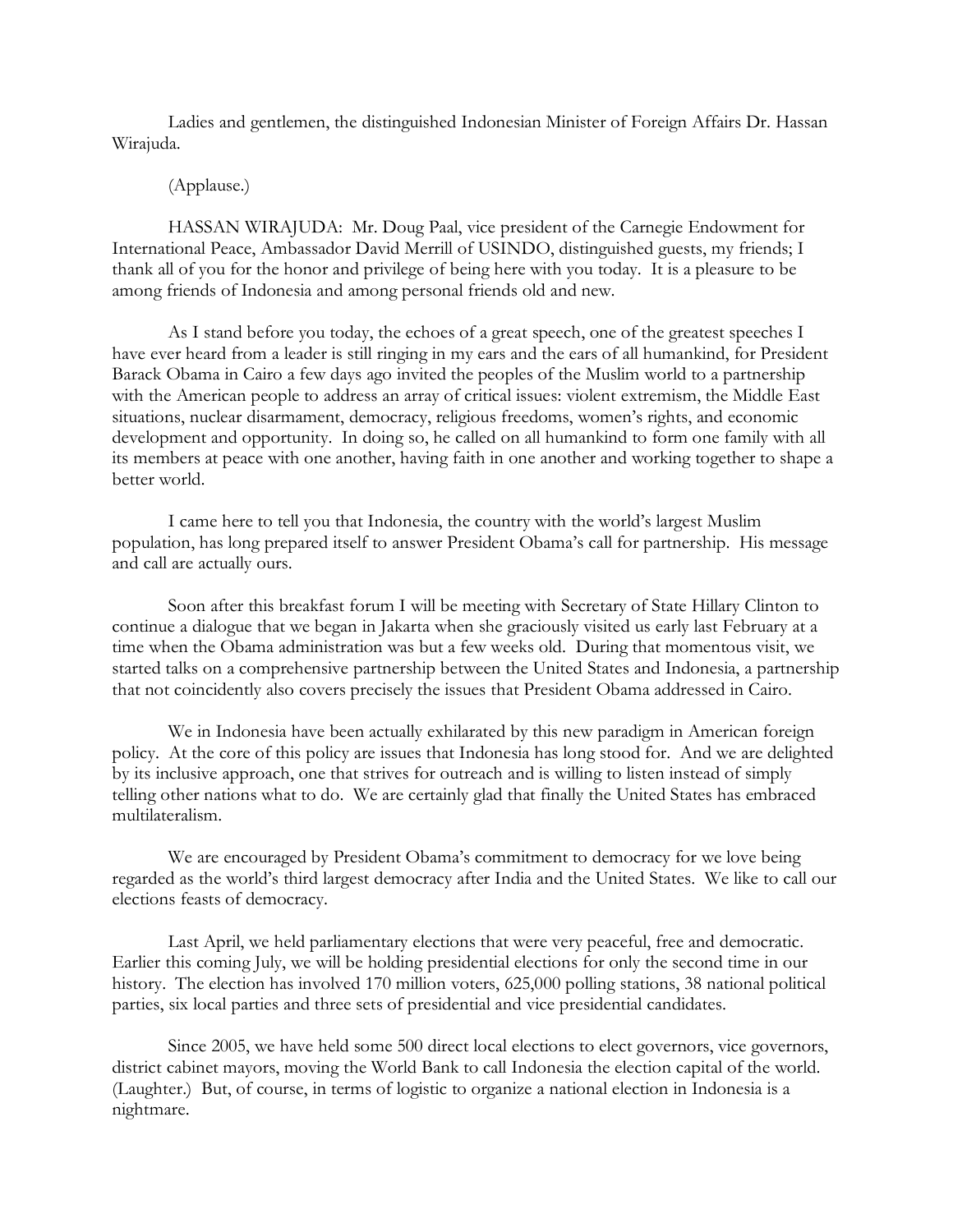Ladies and gentlemen, the distinguished Indonesian Minister of Foreign Affairs Dr. Hassan Wirajuda.

(Applause.)

HASSAN WIRAJUDA: Mr. Doug Paal, vice president of the Carnegie Endowment for International Peace, Ambassador David Merrill of USINDO, distinguished guests, my friends; I thank all of you for the honor and privilege of being here with you today. It is a pleasure to be among friends of Indonesia and among personal friends old and new.

As I stand before you today, the echoes of a great speech, one of the greatest speeches I have ever heard from a leader is still ringing in my ears and the ears of all humankind, for President Barack Obama in Cairo a few days ago invited the peoples of the Muslim world to a partnership with the American people to address an array of critical issues: violent extremism, the Middle East situations, nuclear disarmament, democracy, religious freedoms, women's rights, and economic development and opportunity. In doing so, he called on all humankind to form one family with all its members at peace with one another, having faith in one another and working together to shape a better world.

I came here to tell you that Indonesia, the country with the world's largest Muslim population, has long prepared itself to answer President Obama's call for partnership. His message and call are actually ours.

Soon after this breakfast forum I will be meeting with Secretary of State Hillary Clinton to continue a dialogue that we began in Jakarta when she graciously visited us early last February at a time when the Obama administration was but a few weeks old. During that momentous visit, we started talks on a comprehensive partnership between the United States and Indonesia, a partnership that not coincidently also covers precisely the issues that President Obama addressed in Cairo.

We in Indonesia have been actually exhilarated by this new paradigm in American foreign policy. At the core of this policy are issues that Indonesia has long stood for. And we are delighted by its inclusive approach, one that strives for outreach and is willing to listen instead of simply telling other nations what to do. We are certainly glad that finally the United States has embraced multilateralism.

We are encouraged by President Obama's commitment to democracy for we love being regarded as the world's third largest democracy after India and the United States. We like to call our elections feasts of democracy.

Last April, we held parliamentary elections that were very peaceful, free and democratic. Earlier this coming July, we will be holding presidential elections for only the second time in our history. The election has involved 170 million voters, 625,000 polling stations, 38 national political parties, six local parties and three sets of presidential and vice presidential candidates.

Since 2005, we have held some 500 direct local elections to elect governors, vice governors, district cabinet mayors, moving the World Bank to call Indonesia the election capital of the world. (Laughter.) But, of course, in terms of logistic to organize a national election in Indonesia is a nightmare.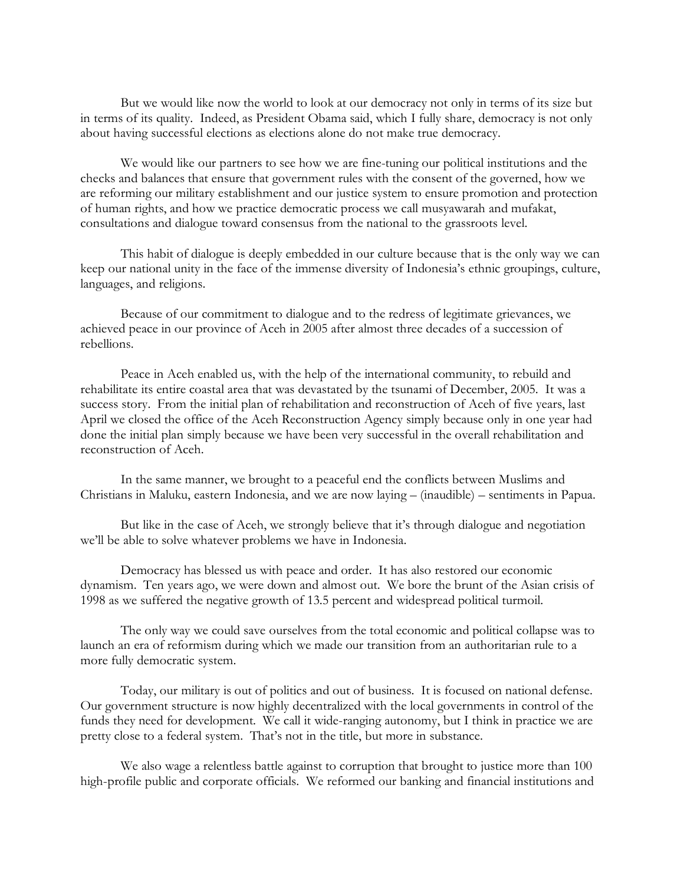But we would like now the world to look at our democracy not only in terms of its size but in terms of its quality. Indeed, as President Obama said, which I fully share, democracy is not only about having successful elections as elections alone do not make true democracy.

We would like our partners to see how we are fine-tuning our political institutions and the checks and balances that ensure that government rules with the consent of the governed, how we are reforming our military establishment and our justice system to ensure promotion and protection of human rights, and how we practice democratic process we call musyawarah and mufakat, consultations and dialogue toward consensus from the national to the grassroots level.

This habit of dialogue is deeply embedded in our culture because that is the only way we can keep our national unity in the face of the immense diversity of Indonesia's ethnic groupings, culture, languages, and religions.

Because of our commitment to dialogue and to the redress of legitimate grievances, we achieved peace in our province of Aceh in 2005 after almost three decades of a succession of rebellions.

Peace in Aceh enabled us, with the help of the international community, to rebuild and rehabilitate its entire coastal area that was devastated by the tsunami of December, 2005. It was a success story. From the initial plan of rehabilitation and reconstruction of Aceh of five years, last April we closed the office of the Aceh Reconstruction Agency simply because only in one year had done the initial plan simply because we have been very successful in the overall rehabilitation and reconstruction of Aceh.

In the same manner, we brought to a peaceful end the conflicts between Muslims and Christians in Maluku, eastern Indonesia, and we are now laying – (inaudible) – sentiments in Papua.

But like in the case of Aceh, we strongly believe that it's through dialogue and negotiation we'll be able to solve whatever problems we have in Indonesia.

Democracy has blessed us with peace and order. It has also restored our economic dynamism. Ten years ago, we were down and almost out. We bore the brunt of the Asian crisis of 1998 as we suffered the negative growth of 13.5 percent and widespread political turmoil.

The only way we could save ourselves from the total economic and political collapse was to launch an era of reformism during which we made our transition from an authoritarian rule to a more fully democratic system.

Today, our military is out of politics and out of business. It is focused on national defense. Our government structure is now highly decentralized with the local governments in control of the funds they need for development. We call it wide-ranging autonomy, but I think in practice we are pretty close to a federal system. That's not in the title, but more in substance.

We also wage a relentless battle against to corruption that brought to justice more than 100 high-profile public and corporate officials. We reformed our banking and financial institutions and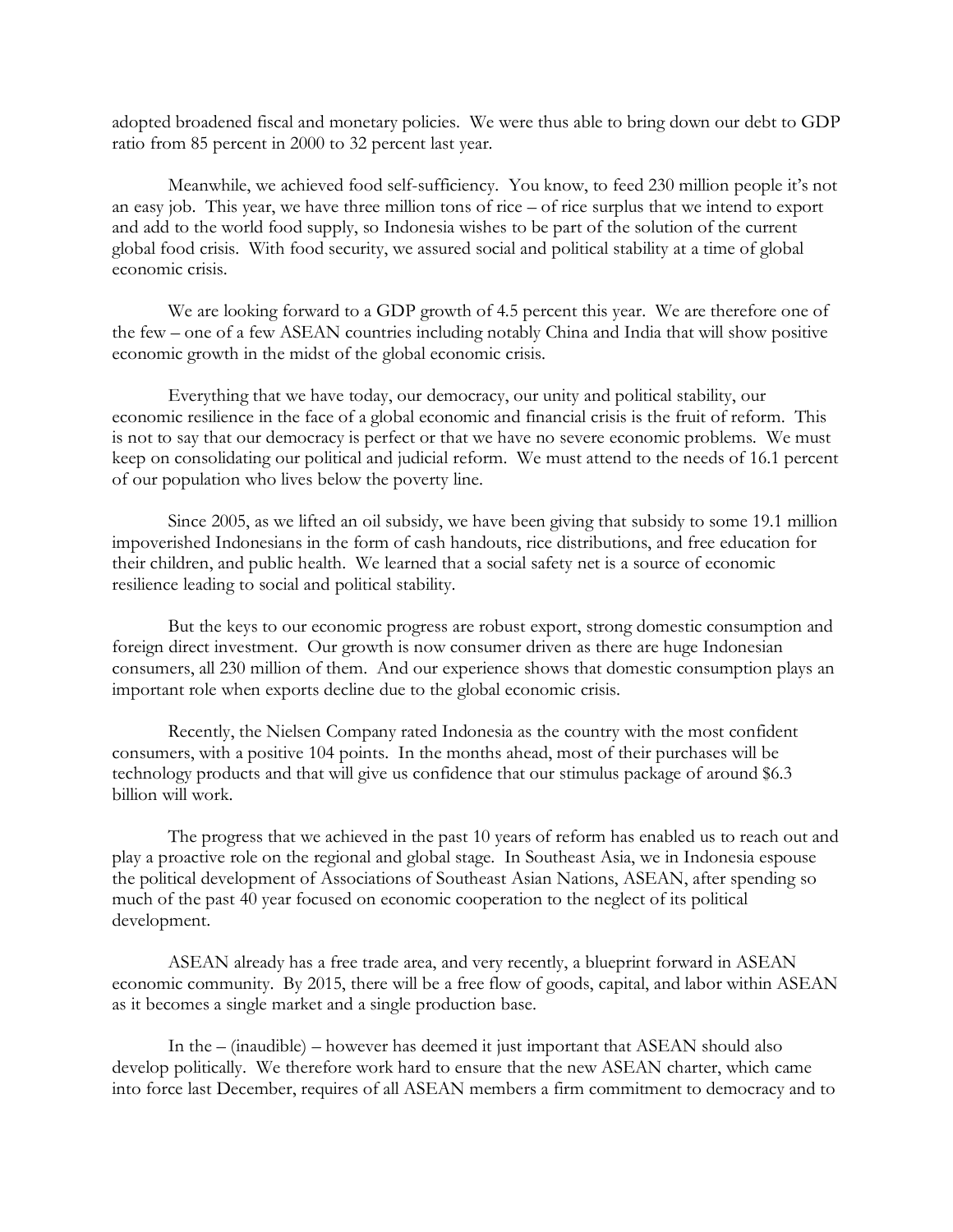adopted broadened fiscal and monetary policies. We were thus able to bring down our debt to GDP ratio from 85 percent in 2000 to 32 percent last year.

Meanwhile, we achieved food self-sufficiency. You know, to feed 230 million people it's not an easy job. This year, we have three million tons of rice – of rice surplus that we intend to export and add to the world food supply, so Indonesia wishes to be part of the solution of the current global food crisis. With food security, we assured social and political stability at a time of global economic crisis.

We are looking forward to a GDP growth of 4.5 percent this year. We are therefore one of the few – one of a few ASEAN countries including notably China and India that will show positive economic growth in the midst of the global economic crisis.

Everything that we have today, our democracy, our unity and political stability, our economic resilience in the face of a global economic and financial crisis is the fruit of reform. This is not to say that our democracy is perfect or that we have no severe economic problems. We must keep on consolidating our political and judicial reform. We must attend to the needs of 16.1 percent of our population who lives below the poverty line.

Since 2005, as we lifted an oil subsidy, we have been giving that subsidy to some 19.1 million impoverished Indonesians in the form of cash handouts, rice distributions, and free education for their children, and public health. We learned that a social safety net is a source of economic resilience leading to social and political stability.

But the keys to our economic progress are robust export, strong domestic consumption and foreign direct investment. Our growth is now consumer driven as there are huge Indonesian consumers, all 230 million of them. And our experience shows that domestic consumption plays an important role when exports decline due to the global economic crisis.

Recently, the Nielsen Company rated Indonesia as the country with the most confident consumers, with a positive 104 points. In the months ahead, most of their purchases will be technology products and that will give us confidence that our stimulus package of around $6.3 billion will work.

The progress that we achieved in the past 10 years of reform has enabled us to reach out and play a proactive role on the regional and global stage. In Southeast Asia, we in Indonesia espouse the political development of Associations of Southeast Asian Nations, ASEAN, after spending so much of the past 40 year focused on economic cooperation to the neglect of its political development.

ASEAN already has a free trade area, and very recently, a blueprint forward in ASEAN economic community. By 2015, there will be a free flow of goods, capital, and labor within ASEAN as it becomes a single market and a single production base.

In the – (inaudible) – however has deemed it just important that ASEAN should also develop politically. We therefore work hard to ensure that the new ASEAN charter, which came into force last December, requires of all ASEAN members a firm commitment to democracy and to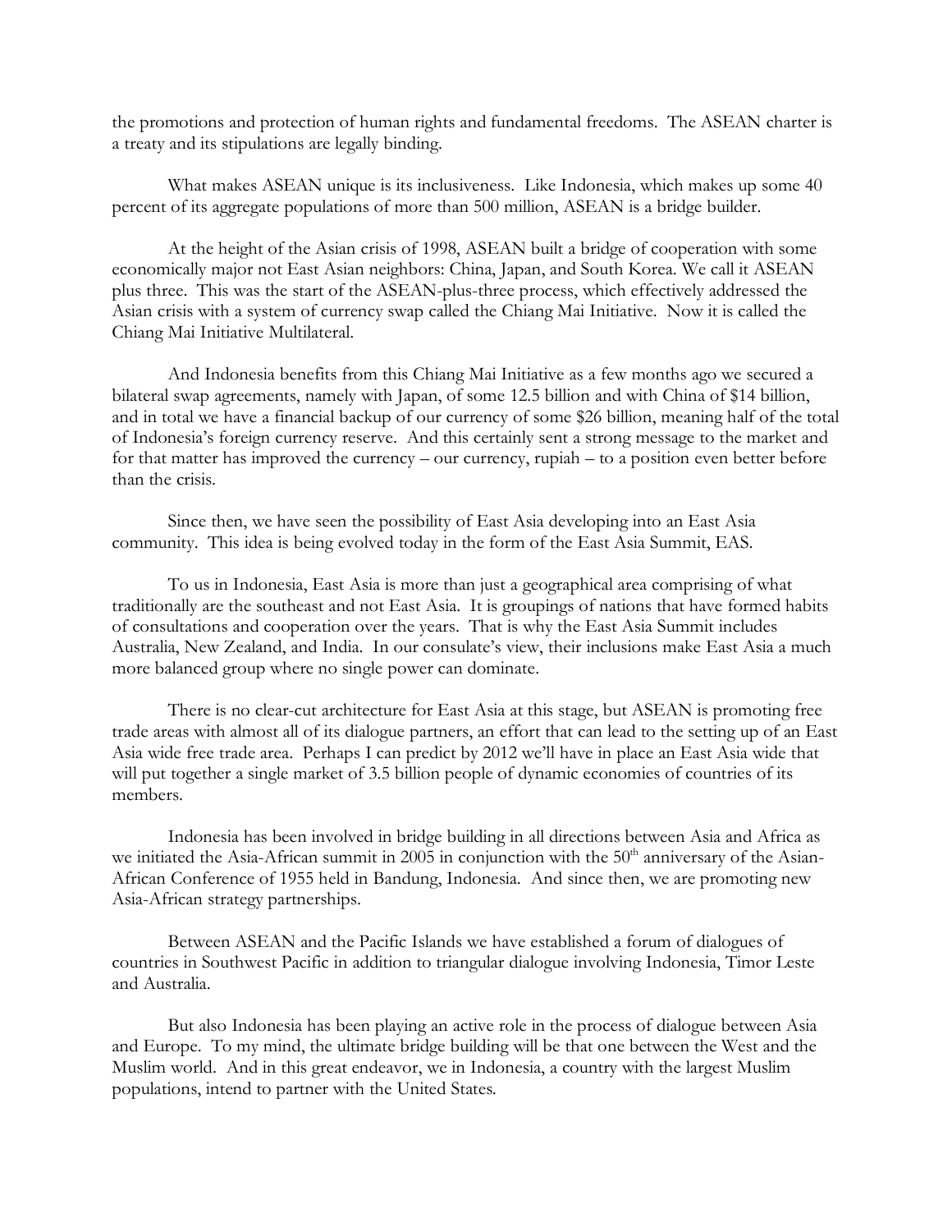the promotions and protection of human rights and fundamental freedoms. The ASEAN charter is a treaty and its stipulations are legally binding.

What makes ASEAN unique is its inclusiveness. Like Indonesia, which makes up some 40 percent of its aggregate populations of more than 500 million, ASEAN is a bridge builder.

At the height of the Asian crisis of 1998, ASEAN built a bridge of cooperation with some economically major not East Asian neighbors: China, Japan, and South Korea. We call it ASEAN plus three. This was the start of the ASEAN-plus-three process, which effectively addressed the Asian crisis with a system of currency swap called the Chiang Mai Initiative. Now it is called the Chiang Mai Initiative Multilateral.

And Indonesia benefits from this Chiang Mai Initiative as a few months ago we secured a bilateral swap agreements, namely with Japan, of some 12.5 billion and with China of $14 billion, and in total we have a financial backup of our currency of some $26 billion, meaning half of the total of Indonesia's foreign currency reserve. And this certainly sent a strong message to the market and for that matter has improved the currency – our currency, rupiah – to a position even better before than the crisis.

Since then, we have seen the possibility of East Asia developing into an East Asia community. This idea is being evolved today in the form of the East Asia Summit, EAS.

To us in Indonesia, East Asia is more than just a geographical area comprising of what traditionally are the southeast and not East Asia. It is groupings of nations that have formed habits of consultations and cooperation over the years. That is why the East Asia Summit includes Australia, New Zealand, and India. In our consulate's view, their inclusions make East Asia a much more balanced group where no single power can dominate.

There is no clear-cut architecture for East Asia at this stage, but ASEAN is promoting free trade areas with almost all of its dialogue partners, an effort that can lead to the setting up of an East Asia wide free trade area. Perhaps I can predict by 2012 we'll have in place an East Asia wide that will put together a single market of 3.5 billion people of dynamic economies of countries of its members.

Indonesia has been involved in bridge building in all directions between Asia and Africa as we initiated the Asia-African summit in 2005 in conjunction with the 50th anniversary of the Asian-African Conference of 1955 held in Bandung, Indonesia. And since then, we are promoting new Asia-African strategy partnerships.

Between ASEAN and the Pacific Islands we have established a forum of dialogues of countries in Southwest Pacific in addition to triangular dialogue involving Indonesia, Timor Leste and Australia.

But also Indonesia has been playing an active role in the process of dialogue between Asia and Europe. To my mind, the ultimate bridge building will be that one between the West and the Muslim world. And in this great endeavor, we in Indonesia, a country with the largest Muslim populations, intend to partner with the United States.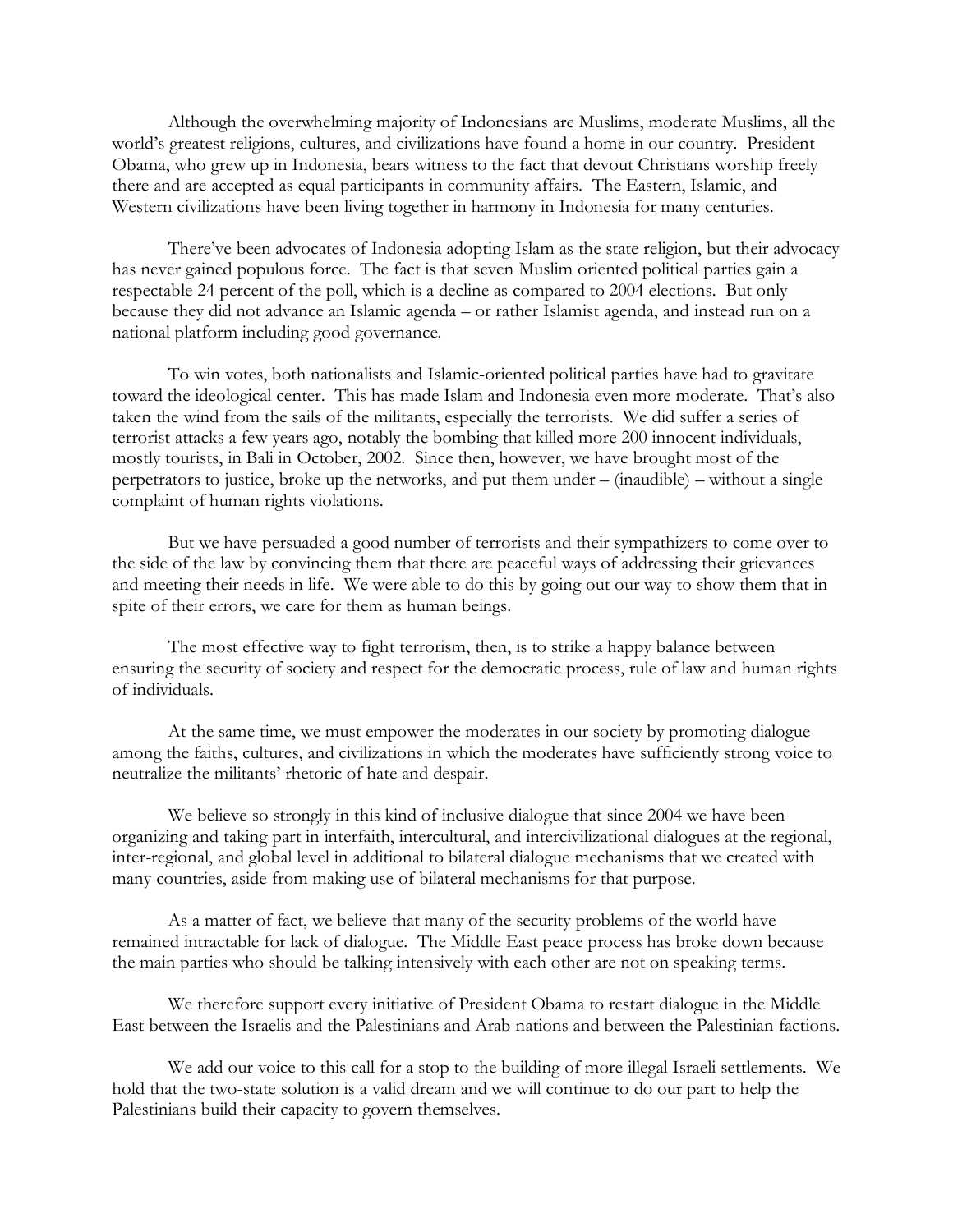Although the overwhelming majority of Indonesians are Muslims, moderate Muslims, all the world's greatest religions, cultures, and civilizations have found a home in our country. President Obama, who grew up in Indonesia, bears witness to the fact that devout Christians worship freely there and are accepted as equal participants in community affairs. The Eastern, Islamic, and Western civilizations have been living together in harmony in Indonesia for many centuries.

There've been advocates of Indonesia adopting Islam as the state religion, but their advocacy has never gained populous force. The fact is that seven Muslim oriented political parties gain a respectable 24 percent of the poll, which is a decline as compared to 2004 elections. But only because they did not advance an Islamic agenda – or rather Islamist agenda, and instead run on a national platform including good governance.

To win votes, both nationalists and Islamic-oriented political parties have had to gravitate toward the ideological center. This has made Islam and Indonesia even more moderate. That's also taken the wind from the sails of the militants, especially the terrorists. We did suffer a series of terrorist attacks a few years ago, notably the bombing that killed more 200 innocent individuals, mostly tourists, in Bali in October, 2002. Since then, however, we have brought most of the perpetrators to justice, broke up the networks, and put them under – (inaudible) – without a single complaint of human rights violations.

But we have persuaded a good number of terrorists and their sympathizers to come over to the side of the law by convincing them that there are peaceful ways of addressing their grievances and meeting their needs in life. We were able to do this by going out our way to show them that in spite of their errors, we care for them as human beings.

The most effective way to fight terrorism, then, is to strike a happy balance between ensuring the security of society and respect for the democratic process, rule of law and human rights of individuals.

At the same time, we must empower the moderates in our society by promoting dialogue among the faiths, cultures, and civilizations in which the moderates have sufficiently strong voice to neutralize the militants' rhetoric of hate and despair.

We believe so strongly in this kind of inclusive dialogue that since 2004 we have been organizing and taking part in interfaith, intercultural, and intercivilizational dialogues at the regional, inter-regional, and global level in additional to bilateral dialogue mechanisms that we created with many countries, aside from making use of bilateral mechanisms for that purpose.

As a matter of fact, we believe that many of the security problems of the world have remained intractable for lack of dialogue. The Middle East peace process has broke down because the main parties who should be talking intensively with each other are not on speaking terms.

We therefore support every initiative of President Obama to restart dialogue in the Middle East between the Israelis and the Palestinians and Arab nations and between the Palestinian factions.

We add our voice to this call for a stop to the building of more illegal Israeli settlements. We hold that the two-state solution is a valid dream and we will continue to do our part to help the Palestinians build their capacity to govern themselves.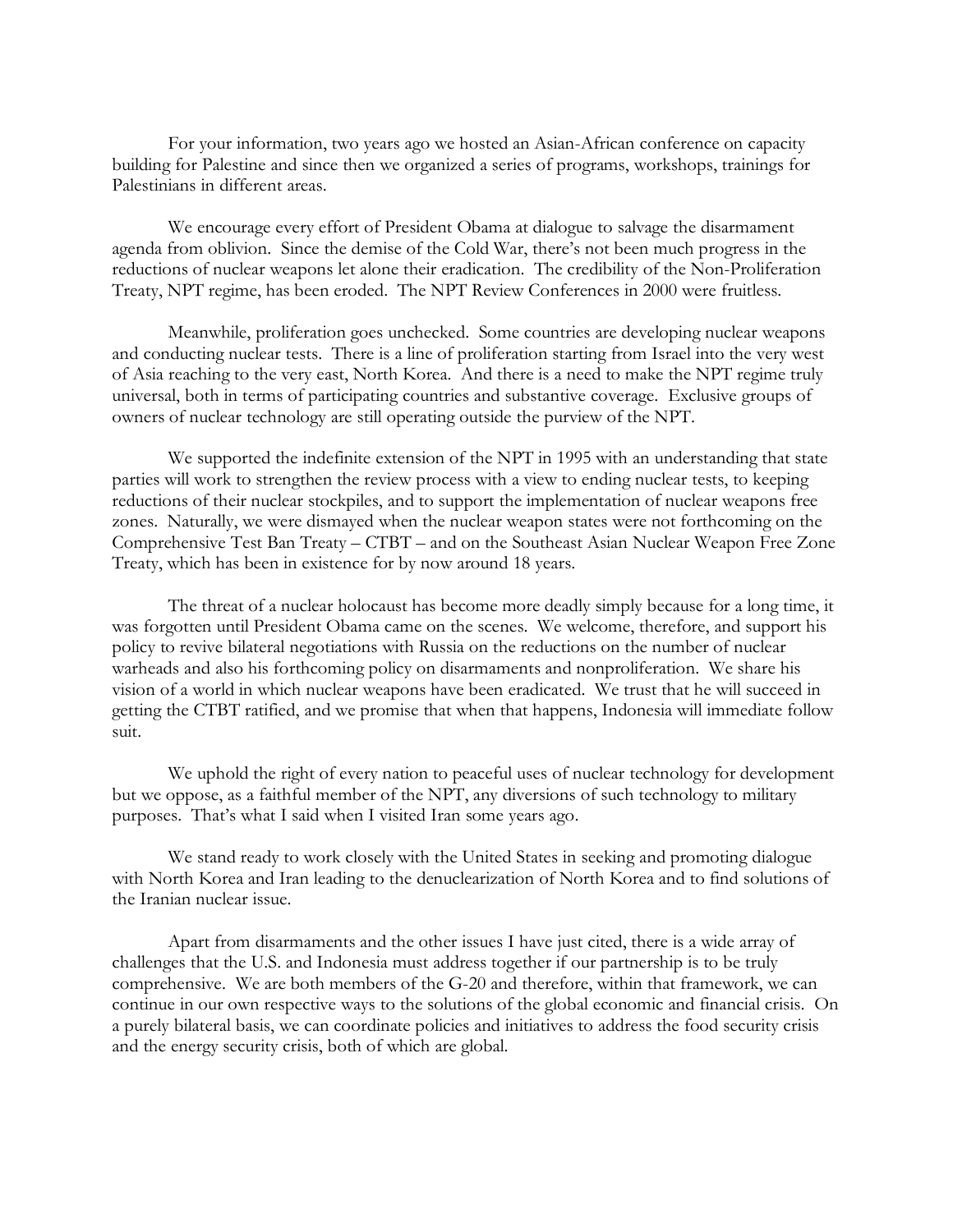For your information, two years ago we hosted an Asian-African conference on capacity building for Palestine and since then we organized a series of programs, workshops, trainings for Palestinians in different areas.

We encourage every effort of President Obama at dialogue to salvage the disarmament agenda from oblivion. Since the demise of the Cold War, there's not been much progress in the reductions of nuclear weapons let alone their eradication. The credibility of the Non-Proliferation Treaty, NPT regime, has been eroded. The NPT Review Conferences in 2000 were fruitless.

Meanwhile, proliferation goes unchecked. Some countries are developing nuclear weapons and conducting nuclear tests. There is a line of proliferation starting from Israel into the very west of Asia reaching to the very east, North Korea. And there is a need to make the NPT regime truly universal, both in terms of participating countries and substantive coverage. Exclusive groups of owners of nuclear technology are still operating outside the purview of the NPT.

We supported the indefinite extension of the NPT in 1995 with an understanding that state parties will work to strengthen the review process with a view to ending nuclear tests, to keeping reductions of their nuclear stockpiles, and to support the implementation of nuclear weapons free zones. Naturally, we were dismayed when the nuclear weapon states were not forthcoming on the Comprehensive Test Ban Treaty – CTBT – and on the Southeast Asian Nuclear Weapon Free Zone Treaty, which has been in existence for by now around 18 years.

The threat of a nuclear holocaust has become more deadly simply because for a long time, it was forgotten until President Obama came on the scenes. We welcome, therefore, and support his policy to revive bilateral negotiations with Russia on the reductions on the number of nuclear warheads and also his forthcoming policy on disarmaments and nonproliferation. We share his vision of a world in which nuclear weapons have been eradicated. We trust that he will succeed in getting the CTBT ratified, and we promise that when that happens, Indonesia will immediate follow suit.

We uphold the right of every nation to peaceful uses of nuclear technology for development but we oppose, as a faithful member of the NPT, any diversions of such technology to military purposes. That's what I said when I visited Iran some years ago.

We stand ready to work closely with the United States in seeking and promoting dialogue with North Korea and Iran leading to the denuclearization of North Korea and to find solutions of the Iranian nuclear issue.

Apart from disarmaments and the other issues I have just cited, there is a wide array of challenges that the U.S. and Indonesia must address together if our partnership is to be truly comprehensive. We are both members of the G-20 and therefore, within that framework, we can continue in our own respective ways to the solutions of the global economic and financial crisis. On a purely bilateral basis, we can coordinate policies and initiatives to address the food security crisis and the energy security crisis, both of which are global.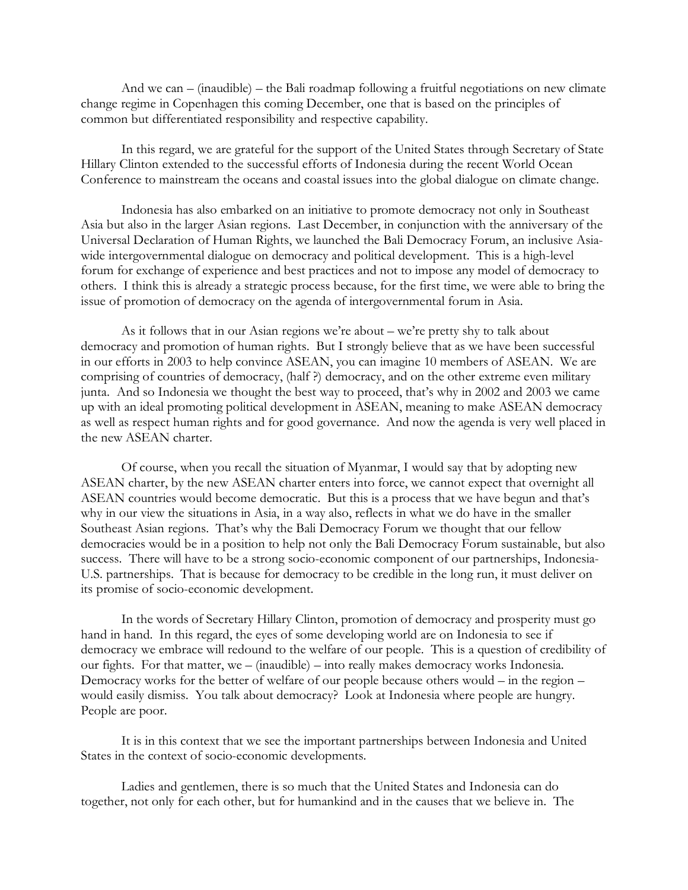And we can – (inaudible) – the Bali roadmap following a fruitful negotiations on new climate change regime in Copenhagen this coming December, one that is based on the principles of common but differentiated responsibility and respective capability.

In this regard, we are grateful for the support of the United States through Secretary of State Hillary Clinton extended to the successful efforts of Indonesia during the recent World Ocean Conference to mainstream the oceans and coastal issues into the global dialogue on climate change.

Indonesia has also embarked on an initiative to promote democracy not only in Southeast Asia but also in the larger Asian regions. Last December, in conjunction with the anniversary of the Universal Declaration of Human Rights, we launched the Bali Democracy Forum, an inclusive Asia-wide intergovernmental dialogue on democracy and political development. This is a high-level forum for exchange of experience and best practices and not to impose any model of democracy to others. I think this is already a strategic process because, for the first time, we were able to bring the issue of promotion of democracy on the agenda of intergovernmental forum in Asia.

As it follows that in our Asian regions we're about – we're pretty shy to talk about democracy and promotion of human rights. But I strongly believe that as we have been successful in our efforts in 2003 to help convince ASEAN, you can imagine 10 members of ASEAN. We are comprising of countries of democracy, (half ?) democracy, and on the other extreme even military junta. And so Indonesia we thought the best way to proceed, that's why in 2002 and 2003 we came up with an ideal promoting political development in ASEAN, meaning to make ASEAN democracy as well as respect human rights and for good governance. And now the agenda is very well placed in the new ASEAN charter.

Of course, when you recall the situation of Myanmar, I would say that by adopting new ASEAN charter, by the new ASEAN charter enters into force, we cannot expect that overnight all ASEAN countries would become democratic. But this is a process that we have begun and that's why in our view the situations in Asia, in a way also, reflects in what we do have in the smaller Southeast Asian regions. That's why the Bali Democracy Forum we thought that our fellow democracies would be in a position to help not only the Bali Democracy Forum sustainable, but also success. There will have to be a strong socio-economic component of our partnerships, Indonesia-U.S. partnerships. That is because for democracy to be credible in the long run, it must deliver on its promise of socio-economic development.

In the words of Secretary Hillary Clinton, promotion of democracy and prosperity must go hand in hand. In this regard, the eyes of some developing world are on Indonesia to see if democracy we embrace will redound to the welfare of our people. This is a question of credibility of our fights. For that matter, we – (inaudible) – into really makes democracy works Indonesia. Democracy works for the better of welfare of our people because others would – in the region – would easily dismiss. You talk about democracy? Look at Indonesia where people are hungry. People are poor.

It is in this context that we see the important partnerships between Indonesia and United States in the context of socio-economic developments.

Ladies and gentlemen, there is so much that the United States and Indonesia can do together, not only for each other, but for humankind and in the causes that we believe in. The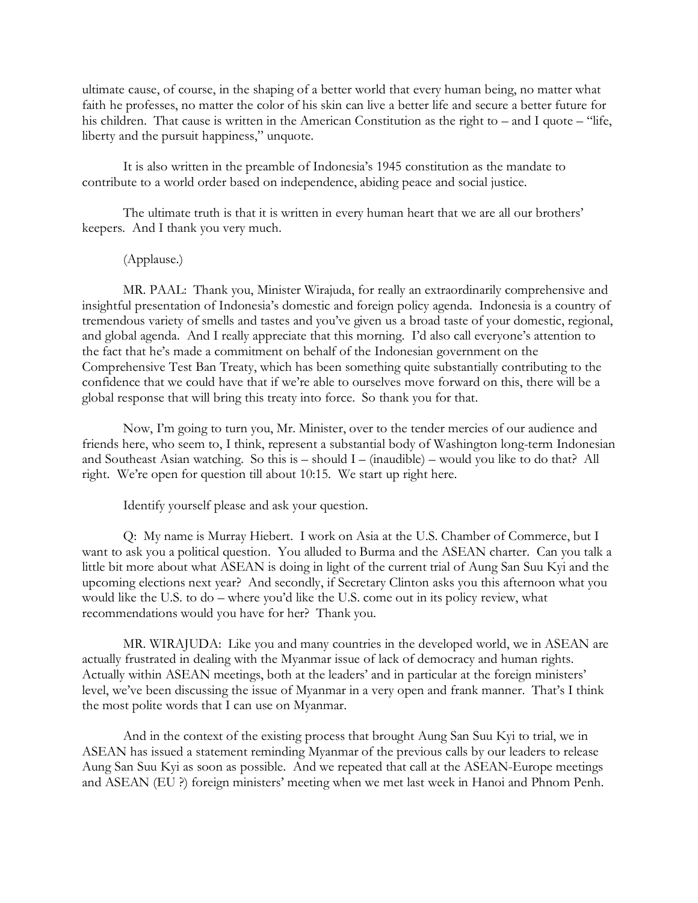ultimate cause, of course, in the shaping of a better world that every human being, no matter what faith he professes, no matter the color of his skin can live a better life and secure a better future for his children. That cause is written in the American Constitution as the right to – and I quote – "life, liberty and the pursuit happiness," unquote.

It is also written in the preamble of Indonesia's 1945 constitution as the mandate to contribute to a world order based on independence, abiding peace and social justice.

The ultimate truth is that it is written in every human heart that we are all our brothers' keepers. And I thank you very much.

(Applause.)

MR. PAAL: Thank you, Minister Wirajuda, for really an extraordinarily comprehensive and insightful presentation of Indonesia's domestic and foreign policy agenda. Indonesia is a country of tremendous variety of smells and tastes and you've given us a broad taste of your domestic, regional, and global agenda. And I really appreciate that this morning. I'd also call everyone's attention to the fact that he's made a commitment on behalf of the Indonesian government on the Comprehensive Test Ban Treaty, which has been something quite substantially contributing to the confidence that we could have that if we're able to ourselves move forward on this, there will be a global response that will bring this treaty into force. So thank you for that.

Now, I'm going to turn you, Mr. Minister, over to the tender mercies of our audience and friends here, who seem to, I think, represent a substantial body of Washington long-term Indonesian and Southeast Asian watching. So this is – should I – (inaudible) – would you like to do that? All right. We're open for question till about 10:15. We start up right here.

Identify yourself please and ask your question.

Q: My name is Murray Hiebert. I work on Asia at the U.S. Chamber of Commerce, but I want to ask you a political question. You alluded to Burma and the ASEAN charter. Can you talk a little bit more about what ASEAN is doing in light of the current trial of Aung San Suu Kyi and the upcoming elections next year? And secondly, if Secretary Clinton asks you this afternoon what you would like the U.S. to do – where you'd like the U.S. come out in its policy review, what recommendations would you have for her? Thank you.

MR. WIRAJUDA: Like you and many countries in the developed world, we in ASEAN are actually frustrated in dealing with the Myanmar issue of lack of democracy and human rights. Actually within ASEAN meetings, both at the leaders' and in particular at the foreign ministers' level, we've been discussing the issue of Myanmar in a very open and frank manner. That's I think the most polite words that I can use on Myanmar.

And in the context of the existing process that brought Aung San Suu Kyi to trial, we in ASEAN has issued a statement reminding Myanmar of the previous calls by our leaders to release Aung San Suu Kyi as soon as possible. And we repeated that call at the ASEAN-Europe meetings and ASEAN (EU ?) foreign ministers' meeting when we met last week in Hanoi and Phnom Penh.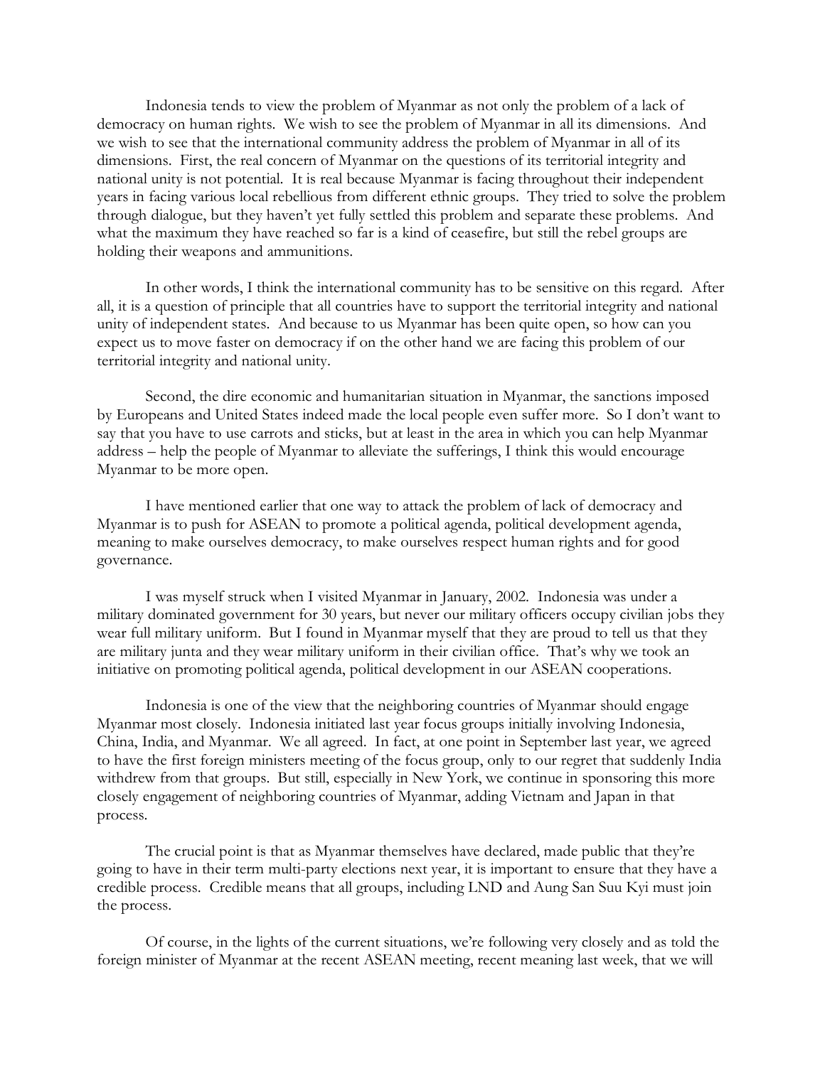Indonesia tends to view the problem of Myanmar as not only the problem of a lack of democracy on human rights. We wish to see the problem of Myanmar in all its dimensions. And we wish to see that the international community address the problem of Myanmar in all of its dimensions. First, the real concern of Myanmar on the questions of its territorial integrity and national unity is not potential. It is real because Myanmar is facing throughout their independent years in facing various local rebellious from different ethnic groups. They tried to solve the problem through dialogue, but they haven't yet fully settled this problem and separate these problems. And what the maximum they have reached so far is a kind of ceasefire, but still the rebel groups are holding their weapons and ammunitions.

In other words, I think the international community has to be sensitive on this regard. After all, it is a question of principle that all countries have to support the territorial integrity and national unity of independent states. And because to us Myanmar has been quite open, so how can you expect us to move faster on democracy if on the other hand we are facing this problem of our territorial integrity and national unity.

Second, the dire economic and humanitarian situation in Myanmar, the sanctions imposed by Europeans and United States indeed made the local people even suffer more. So I don't want to say that you have to use carrots and sticks, but at least in the area in which you can help Myanmar address – help the people of Myanmar to alleviate the sufferings, I think this would encourage Myanmar to be more open.

I have mentioned earlier that one way to attack the problem of lack of democracy and Myanmar is to push for ASEAN to promote a political agenda, political development agenda, meaning to make ourselves democracy, to make ourselves respect human rights and for good governance.

I was myself struck when I visited Myanmar in January, 2002. Indonesia was under a military dominated government for 30 years, but never our military officers occupy civilian jobs they wear full military uniform. But I found in Myanmar myself that they are proud to tell us that they are military junta and they wear military uniform in their civilian office. That's why we took an initiative on promoting political agenda, political development in our ASEAN cooperations.

Indonesia is one of the view that the neighboring countries of Myanmar should engage Myanmar most closely. Indonesia initiated last year focus groups initially involving Indonesia, China, India, and Myanmar. We all agreed. In fact, at one point in September last year, we agreed to have the first foreign ministers meeting of the focus group, only to our regret that suddenly India withdrew from that groups. But still, especially in New York, we continue in sponsoring this more closely engagement of neighboring countries of Myanmar, adding Vietnam and Japan in that process.

The crucial point is that as Myanmar themselves have declared, made public that they're going to have in their term multi-party elections next year, it is important to ensure that they have a credible process. Credible means that all groups, including LND and Aung San Suu Kyi must join the process.

Of course, in the lights of the current situations, we're following very closely and as told the foreign minister of Myanmar at the recent ASEAN meeting, recent meaning last week, that we will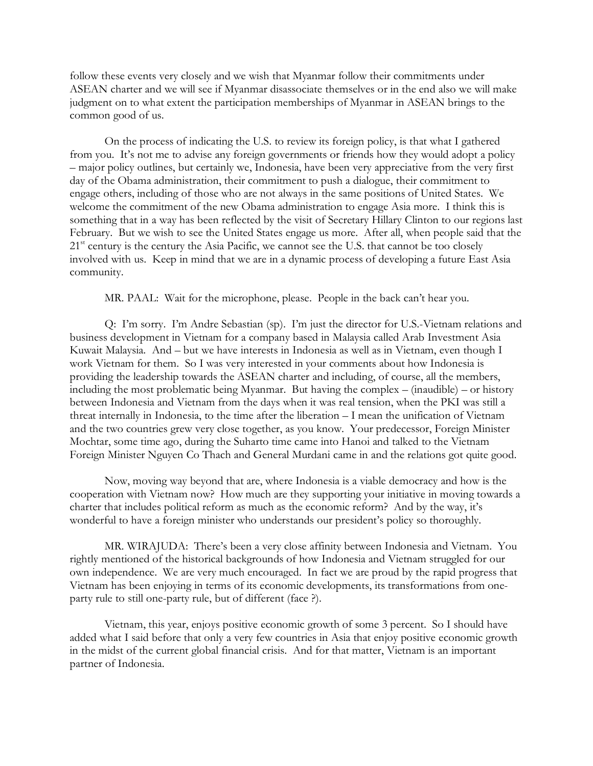follow these events very closely and we wish that Myanmar follow their commitments under ASEAN charter and we will see if Myanmar disassociate themselves or in the end also we will make judgment on to what extent the participation memberships of Myanmar in ASEAN brings to the common good of us.

On the process of indicating the U.S. to review its foreign policy, is that what I gathered from you. It's not me to advise any foreign governments or friends how they would adopt a policy – major policy outlines, but certainly we, Indonesia, have been very appreciative from the very first day of the Obama administration, their commitment to push a dialogue, their commitment to engage others, including of those who are not always in the same positions of United States. We welcome the commitment of the new Obama administration to engage Asia more. I think this is something that in a way has been reflected by the visit of Secretary Hillary Clinton to our regions last February. But we wish to see the United States engage us more. After all, when people said that the 21st century is the century the Asia Pacific, we cannot see the U.S. that cannot be too closely involved with us. Keep in mind that we are in a dynamic process of developing a future East Asia community.

MR. PAAL: Wait for the microphone, please. People in the back can't hear you.

Q: I'm sorry. I'm Andre Sebastian (sp). I'm just the director for U.S.-Vietnam relations and business development in Vietnam for a company based in Malaysia called Arab Investment Asia Kuwait Malaysia. And – but we have interests in Indonesia as well as in Vietnam, even though I work Vietnam for them. So I was very interested in your comments about how Indonesia is providing the leadership towards the ASEAN charter and including, of course, all the members, including the most problematic being Myanmar. But having the complex – (inaudible) – or history between Indonesia and Vietnam from the days when it was real tension, when the PKI was still a threat internally in Indonesia, to the time after the liberation – I mean the unification of Vietnam and the two countries grew very close together, as you know. Your predecessor, Foreign Minister Mochtar, some time ago, during the Suharto time came into Hanoi and talked to the Vietnam Foreign Minister Nguyen Co Thach and General Murdani came in and the relations got quite good.

Now, moving way beyond that are, where Indonesia is a viable democracy and how is the cooperation with Vietnam now? How much are they supporting your initiative in moving towards a charter that includes political reform as much as the economic reform? And by the way, it's wonderful to have a foreign minister who understands our president's policy so thoroughly.

MR. WIRAJUDA: There's been a very close affinity between Indonesia and Vietnam. You rightly mentioned of the historical backgrounds of how Indonesia and Vietnam struggled for our own independence. We are very much encouraged. In fact we are proud by the rapid progress that Vietnam has been enjoying in terms of its economic developments, its transformations from one-party rule to still one-party rule, but of different (face ?).

Vietnam, this year, enjoys positive economic growth of some 3 percent. So I should have added what I said before that only a very few countries in Asia that enjoy positive economic growth in the midst of the current global financial crisis. And for that matter, Vietnam is an important partner of Indonesia.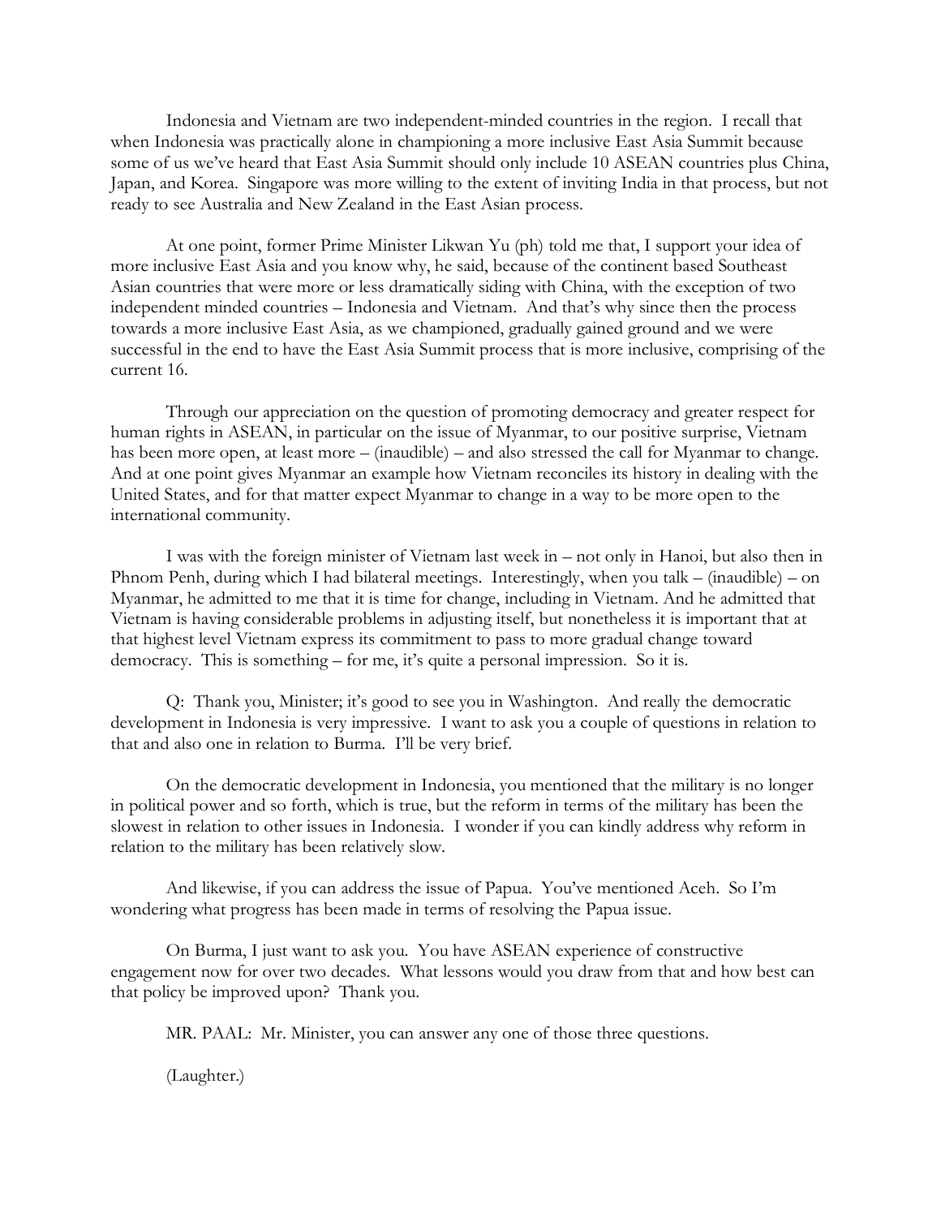Indonesia and Vietnam are two independent-minded countries in the region. I recall that when Indonesia was practically alone in championing a more inclusive East Asia Summit because some of us we've heard that East Asia Summit should only include 10 ASEAN countries plus China, Japan, and Korea. Singapore was more willing to the extent of inviting India in that process, but not ready to see Australia and New Zealand in the East Asian process.

At one point, former Prime Minister Likwan Yu (ph) told me that, I support your idea of more inclusive East Asia and you know why, he said, because of the continent based Southeast Asian countries that were more or less dramatically siding with China, with the exception of two independent minded countries – Indonesia and Vietnam. And that's why since then the process towards a more inclusive East Asia, as we championed, gradually gained ground and we were successful in the end to have the East Asia Summit process that is more inclusive, comprising of the current 16.

Through our appreciation on the question of promoting democracy and greater respect for human rights in ASEAN, in particular on the issue of Myanmar, to our positive surprise, Vietnam has been more open, at least more – (inaudible) – and also stressed the call for Myanmar to change. And at one point gives Myanmar an example how Vietnam reconciles its history in dealing with the United States, and for that matter expect Myanmar to change in a way to be more open to the international community.

I was with the foreign minister of Vietnam last week in – not only in Hanoi, but also then in Phnom Penh, during which I had bilateral meetings. Interestingly, when you talk – (inaudible) – on Myanmar, he admitted to me that it is time for change, including in Vietnam. And he admitted that Vietnam is having considerable problems in adjusting itself, but nonetheless it is important that at that highest level Vietnam express its commitment to pass to more gradual change toward democracy. This is something – for me, it's quite a personal impression. So it is.

Q: Thank you, Minister; it's good to see you in Washington. And really the democratic development in Indonesia is very impressive. I want to ask you a couple of questions in relation to that and also one in relation to Burma. I'll be very brief.

On the democratic development in Indonesia, you mentioned that the military is no longer in political power and so forth, which is true, but the reform in terms of the military has been the slowest in relation to other issues in Indonesia. I wonder if you can kindly address why reform in relation to the military has been relatively slow.

And likewise, if you can address the issue of Papua. You've mentioned Aceh. So I'm wondering what progress has been made in terms of resolving the Papua issue.

On Burma, I just want to ask you. You have ASEAN experience of constructive engagement now for over two decades. What lessons would you draw from that and how best can that policy be improved upon? Thank you.

MR. PAAL: Mr. Minister, you can answer any one of those three questions.

(Laughter.)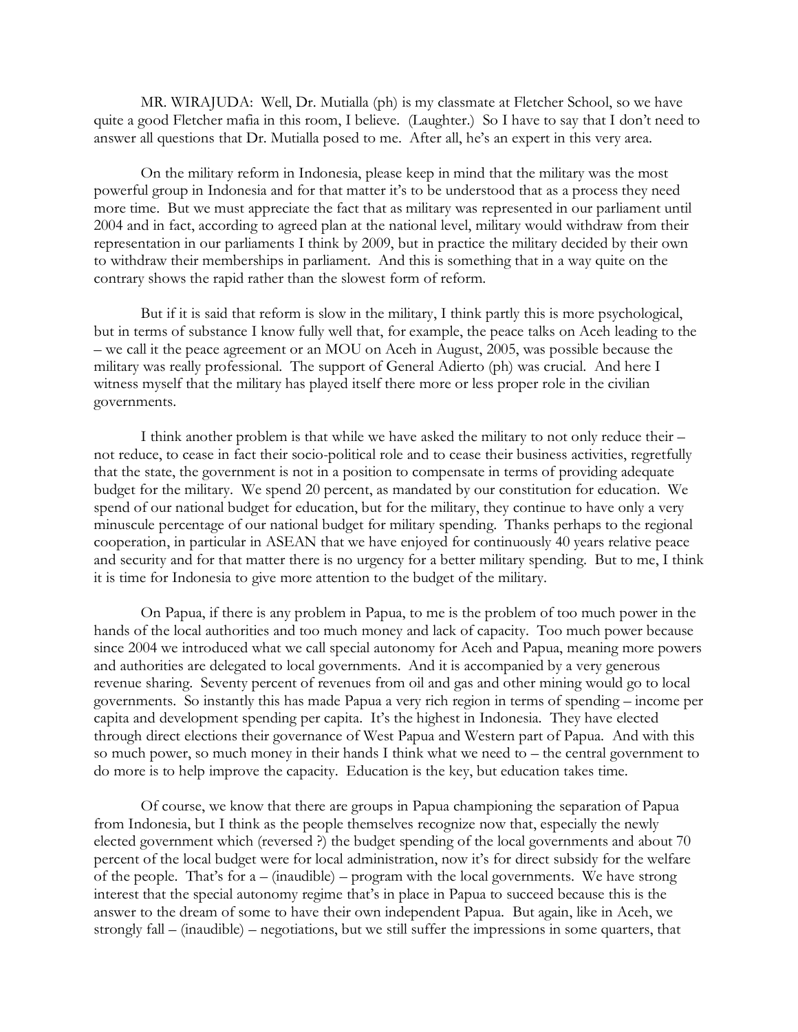MR. WIRAJUDA: Well, Dr. Mutialla (ph) is my classmate at Fletcher School, so we have quite a good Fletcher mafia in this room, I believe. (Laughter.) So I have to say that I don't need to answer all questions that Dr. Mutialla posed to me. After all, he's an expert in this very area.

On the military reform in Indonesia, please keep in mind that the military was the most powerful group in Indonesia and for that matter it's to be understood that as a process they need more time. But we must appreciate the fact that as military was represented in our parliament until 2004 and in fact, according to agreed plan at the national level, military would withdraw from their representation in our parliaments I think by 2009, but in practice the military decided by their own to withdraw their memberships in parliament. And this is something that in a way quite on the contrary shows the rapid rather than the slowest form of reform.

But if it is said that reform is slow in the military, I think partly this is more psychological, but in terms of substance I know fully well that, for example, the peace talks on Aceh leading to the – we call it the peace agreement or an MOU on Aceh in August, 2005, was possible because the military was really professional. The support of General Adierto (ph) was crucial. And here I witness myself that the military has played itself there more or less proper role in the civilian governments.

I think another problem is that while we have asked the military to not only reduce their – not reduce, to cease in fact their socio-political role and to cease their business activities, regretfully that the state, the government is not in a position to compensate in terms of providing adequate budget for the military. We spend 20 percent, as mandated by our constitution for education. We spend of our national budget for education, but for the military, they continue to have only a very minuscule percentage of our national budget for military spending. Thanks perhaps to the regional cooperation, in particular in ASEAN that we have enjoyed for continuously 40 years relative peace and security and for that matter there is no urgency for a better military spending. But to me, I think it is time for Indonesia to give more attention to the budget of the military.

On Papua, if there is any problem in Papua, to me is the problem of too much power in the hands of the local authorities and too much money and lack of capacity. Too much power because since 2004 we introduced what we call special autonomy for Aceh and Papua, meaning more powers and authorities are delegated to local governments. And it is accompanied by a very generous revenue sharing. Seventy percent of revenues from oil and gas and other mining would go to local governments. So instantly this has made Papua a very rich region in terms of spending – income per capita and development spending per capita. It's the highest in Indonesia. They have elected through direct elections their governance of West Papua and Western part of Papua. And with this so much power, so much money in their hands I think what we need to – the central government to do more is to help improve the capacity. Education is the key, but education takes time.

Of course, we know that there are groups in Papua championing the separation of Papua from Indonesia, but I think as the people themselves recognize now that, especially the newly elected government which (reversed ?) the budget spending of the local governments and about 70 percent of the local budget were for local administration, now it's for direct subsidy for the welfare of the people. That's for a – (inaudible) – program with the local governments. We have strong interest that the special autonomy regime that's in place in Papua to succeed because this is the answer to the dream of some to have their own independent Papua. But again, like in Aceh, we strongly fall – (inaudible) – negotiations, but we still suffer the impressions in some quarters, that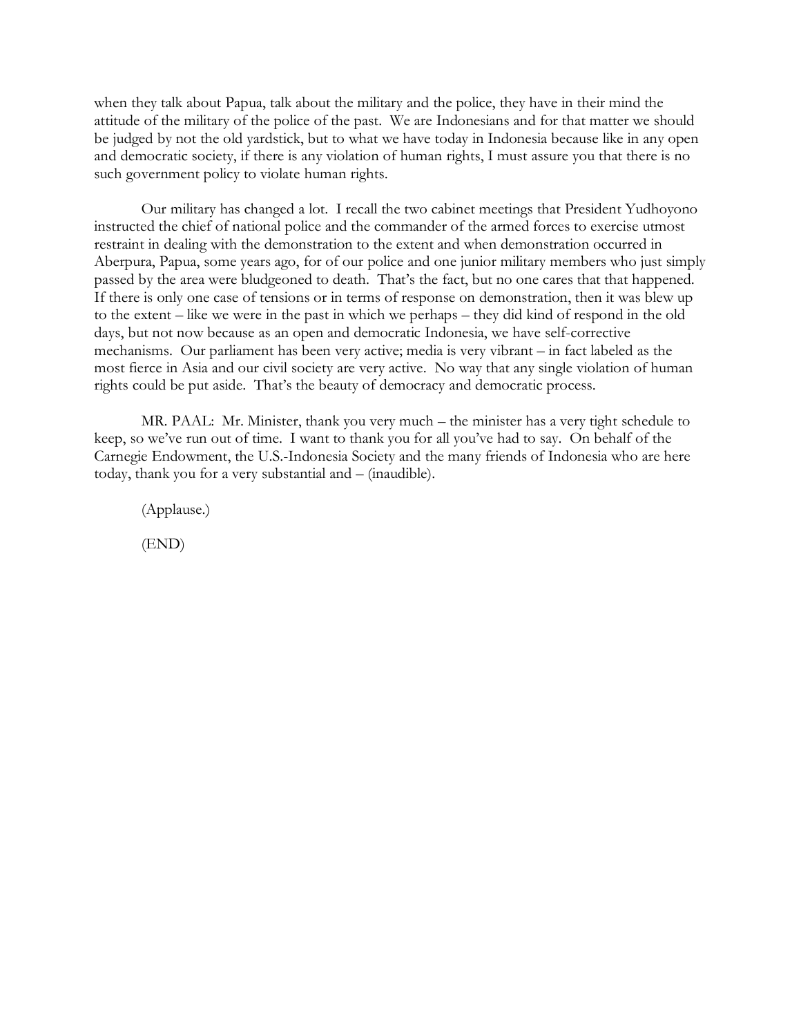when they talk about Papua, talk about the military and the police, they have in their mind the attitude of the military of the police of the past. We are Indonesians and for that matter we should be judged by not the old yardstick, but to what we have today in Indonesia because like in any open and democratic society, if there is any violation of human rights, I must assure you that there is no such government policy to violate human rights.

Our military has changed a lot. I recall the two cabinet meetings that President Yudhoyono instructed the chief of national police and the commander of the armed forces to exercise utmost restraint in dealing with the demonstration to the extent and when demonstration occurred in Aberpura, Papua, some years ago, for of our police and one junior military members who just simply passed by the area were bludgeoned to death. That's the fact, but no one cares that that happened. If there is only one case of tensions or in terms of response on demonstration, then it was blew up to the extent – like we were in the past in which we perhaps – they did kind of respond in the old days, but not now because as an open and democratic Indonesia, we have self-corrective mechanisms. Our parliament has been very active; media is very vibrant – in fact labeled as the most fierce in Asia and our civil society are very active. No way that any single violation of human rights could be put aside. That's the beauty of democracy and democratic process.

MR. PAAL: Mr. Minister, thank you very much – the minister has a very tight schedule to keep, so we've run out of time. I want to thank you for all you've had to say. On behalf of the Carnegie Endowment, the U.S.-Indonesia Society and the many friends of Indonesia who are here today, thank you for a very substantial and – (inaudible).

(Applause.)

(END)